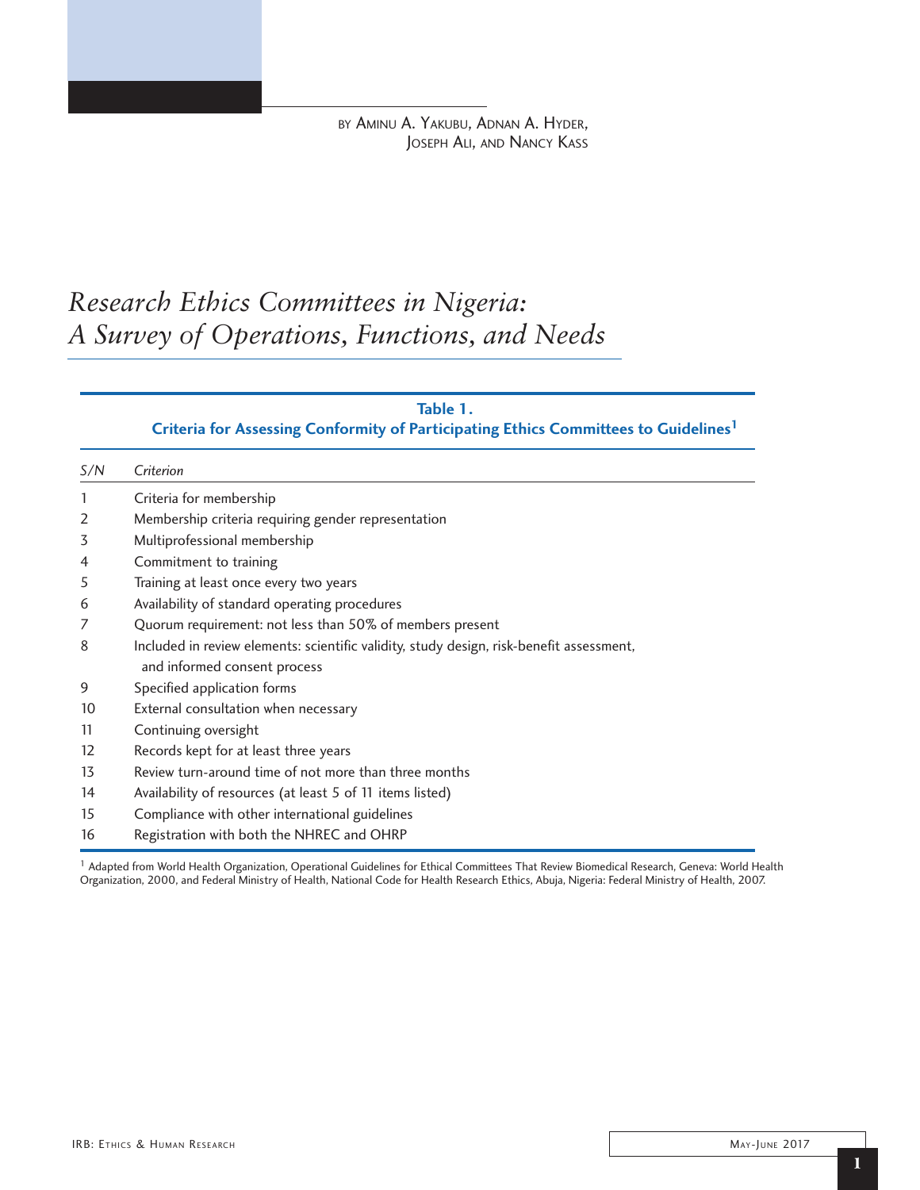BY AMINU A. YAKUBU, ADNAN A. HYDER, JOSEPH ALI, AND NANCY KASS

# *Research Ethics Committees in Nigeria: A Survey of Operations, Functions, and Needs*

**Table 1. Criteria for Assessing Conformity of Participating Ethics Committees to Guidelines[1]**

| *S/N* | *Criterion* |
|---|---|
| 1 | Criteria for membership |
| 2 | Membership criteria requiring gender representation |
| 3 | Multiprofessional membership |
| 4 | Commitment to training |
| 5 | Training at least once every two years |
| 6 | Availability of standard operating procedures |
| 7 | Quorum requirement: not less than 50% of members present |
| 8 | Included in review elements: scientific validity, study design, risk-benefit assessment, and informed consent process |
| 9 | Specified application forms |
| 10 | External consultation when necessary |
| 11 | Continuing oversight |
| 12 | Records kept for at least three years |
| 13 | Review turn-around time of not more than three months |
| 14 | Availability of resources (at least 5 of 11 items listed) |
| 15 | Compliance with other international guidelines |
| 16 | Registration with both the NHREC and OHRP |

[1] Adapted from World Health Organization, Operational Guidelines for Ethical Committees That Review Biomedical Research, Geneva: World Health Organization, 2000, and Federal Ministry of Health, National Code for Health Research Ethics, Abuja, Nigeria: Federal Ministry of Health, 2007.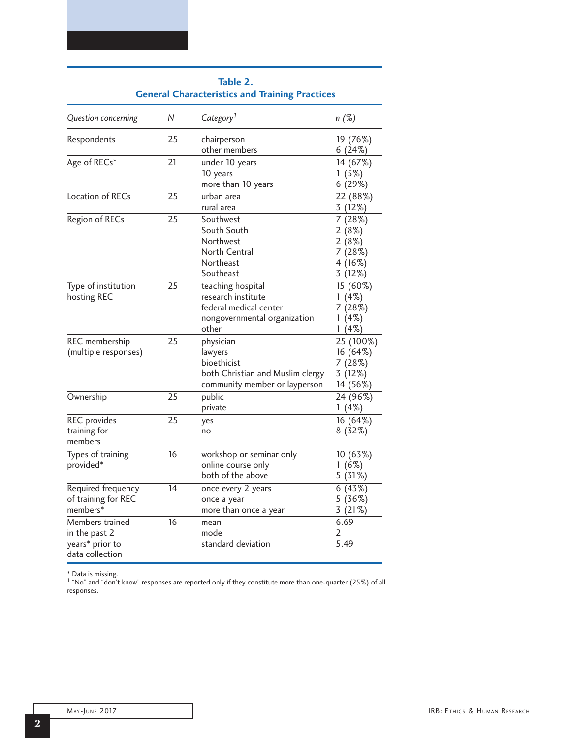**Table 2.**
**General Characteristics and Training Practices**

| *Question concerning* | *N* | *Category*[1] | *n (%)* |
|---|---|---|---|
| Respondents | 25 | chairperson<br>other members | 19 (76%)<br>6 (24%) |
| Age of RECs* | 21 | under 10 years<br>10 years<br>more than 10 years | 14 (67%)<br>1 (5%)<br>6 (29%) |
| Location of RECs | 25 | urban area<br>rural area | 22 (88%)<br>3 (12%) |
| Region of RECs | 25 | Southwest<br>South South<br>Northwest<br>North Central<br>Northeast<br>Southeast | 7 (28%)<br>2 (8%)<br>2 (8%)<br>7 (28%)<br>4 (16%)<br>3 (12%) |
| Type of institution hosting REC | 25 | teaching hospital<br>research institute<br>federal medical center<br>nongovernmental organization<br>other | 15 (60%)<br>1 (4%)<br>7 (28%)<br>1 (4%)<br>1 (4%) |
| REC membership (multiple responses) | 25 | physician<br>lawyers<br>bioethicist<br>both Christian and Muslim clergy<br>community member or layperson | 25 (100%)<br>16 (64%)<br>7 (28%)<br>3 (12%)<br>14 (56%) |
| Ownership | 25 | public<br>private | 24 (96%)<br>1 (4%) |
| REC provides training for members | 25 | yes<br>no | 16 (64%)<br>8 (32%) |
| Types of training provided* | 16 | workshop or seminar only<br>online course only<br>both of the above | 10 (63%)<br>1 (6%)<br>5 (31%) |
| Required frequency of training for REC members* | 14 | once every 2 years<br>once a year<br>more than once a year | 6 (43%)<br>5 (36%)<br>3 (21%) |
| Members trained in the past 2 years* prior to data collection | 16 | mean<br>mode<br>standard deviation | 6.69<br>2<br>5.49 |

\* Data is missing.
[1] "No" and "don't know" responses are reported only if they constitute more than one-quarter (25%) of all responses.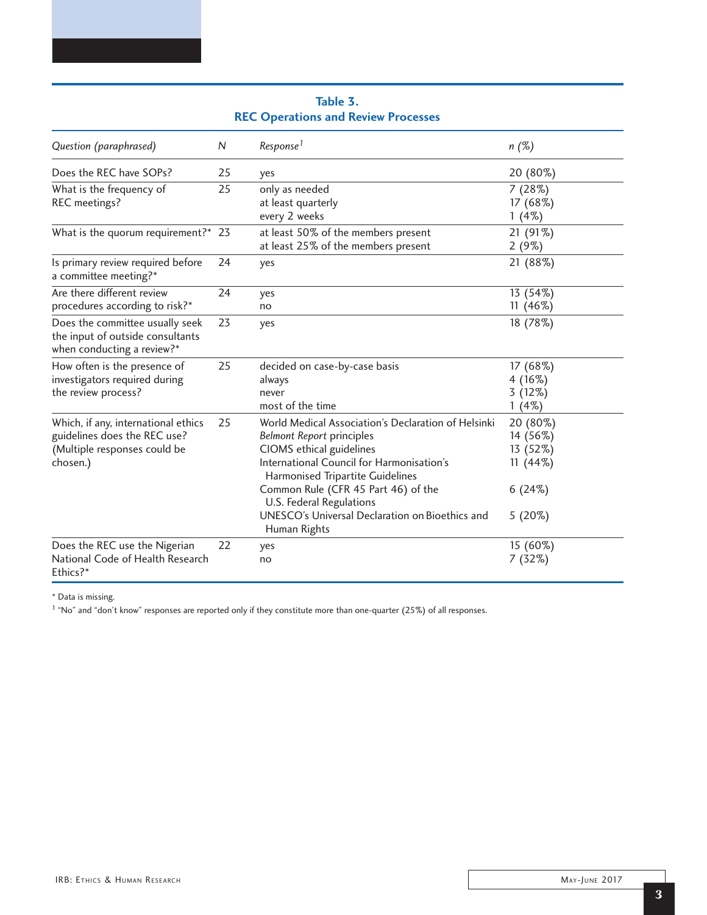**Table 3.**
**REC Operations and Review Processes**

| *Question (paraphrased)* | *N* | *Response*[1] | *n (%)* |
|---|---|---|---|
| Does the REC have SOPs? | 25 | yes | 20 (80%) |
| What is the frequency of REC meetings? | 25 | only as needed | 7 (28%) |
| | | at least quarterly | 17 (68%) |
| | | every 2 weeks | 1 (4%) |
| What is the quorum requirement?* | 23 | at least 50% of the members present | 21 (91%) |
| | | at least 25% of the members present | 2 (9%) |
| Is primary review required before a committee meeting?* | 24 | yes | 21 (88%) |
| Are there different review procedures according to risk?* | 24 | yes | 13 (54%) |
| | | no | 11 (46%) |
| Does the committee usually seek the input of outside consultants when conducting a review?* | 23 | yes | 18 (78%) |
| How often is the presence of investigators required during the review process? | 25 | decided on case-by-case basis | 17 (68%) |
| | | always | 4 (16%) |
| | | never | 3 (12%) |
| | | most of the time | 1 (4%) |
| Which, if any, international ethics guidelines does the REC use? (Multiple responses could be chosen.) | 25 | World Medical Association's Declaration of Helsinki | 20 (80%) |
| | | *Belmont Report* principles | 14 (56%) |
| | | CIOMS ethical guidelines | 13 (52%) |
| | | International Council for Harmonisation's Harmonised Tripartite Guidelines | 11 (44%) |
| | | Common Rule (CFR 45 Part 46) of the U.S. Federal Regulations | 6 (24%) |
| | | UNESCO's Universal Declaration on Bioethics and Human Rights | 5 (20%) |
| Does the REC use the Nigerian National Code of Health Research Ethics?* | 22 | yes | 15 (60%) |
| | | no | 7 (32%) |

\* Data is missing.

[1] "No" and "don't know" responses are reported only if they constitute more than one-quarter (25%) of all responses.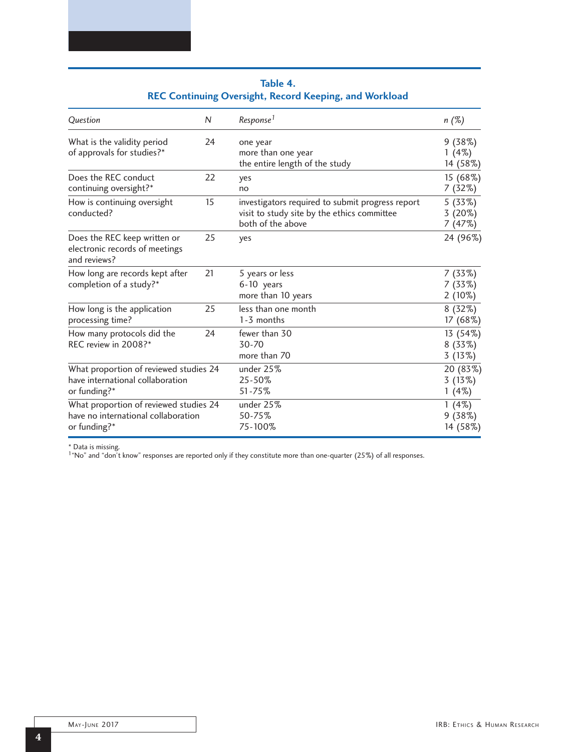**Table 4.**
**REC Continuing Oversight, Record Keeping, and Workload**

| *Question* | *N* | *Response*[1] | *n (%)* |
|---|---|---|---|
| What is the validity period of approvals for studies?* | 24 | one year<br>more than one year<br>the entire length of the study | 9 (38%)<br>1 (4%)<br>14 (58%) |
| Does the REC conduct continuing oversight?* | 22 | yes<br>no | 15 (68%)<br>7 (32%) |
| How is continuing oversight conducted? | 15 | investigators required to submit progress report<br>visit to study site by the ethics committee<br>both of the above | 5 (33%)<br>3 (20%)<br>7 (47%) |
| Does the REC keep written or electronic records of meetings and reviews? | 25 | yes | 24 (96%) |
| How long are records kept after completion of a study?* | 21 | 5 years or less<br>6-10 years<br>more than 10 years | 7 (33%)<br>7 (33%)<br>2 (10%) |
| How long is the application processing time? | 25 | less than one month<br>1-3 months | 8 (32%)<br>17 (68%) |
| How many protocols did the REC review in 2008?* | 24 | fewer than 30<br>30-70<br>more than 70 | 13 (54%)<br>8 (33%)<br>3 (13%) |
| What proportion of reviewed studies have international collaboration or funding?* | 24 | under 25%<br>25-50%<br>51-75% | 20 (83%)<br>3 (13%)<br>1 (4%) |
| What proportion of reviewed studies have no international collaboration or funding?* | 24 | under 25%<br>50-75%<br>75-100% | 1 (4%)<br>9 (38%)<br>14 (58%) |

\* Data is missing.
[1] "No" and "don't know" responses are reported only if they constitute more than one-quarter (25%) of all responses.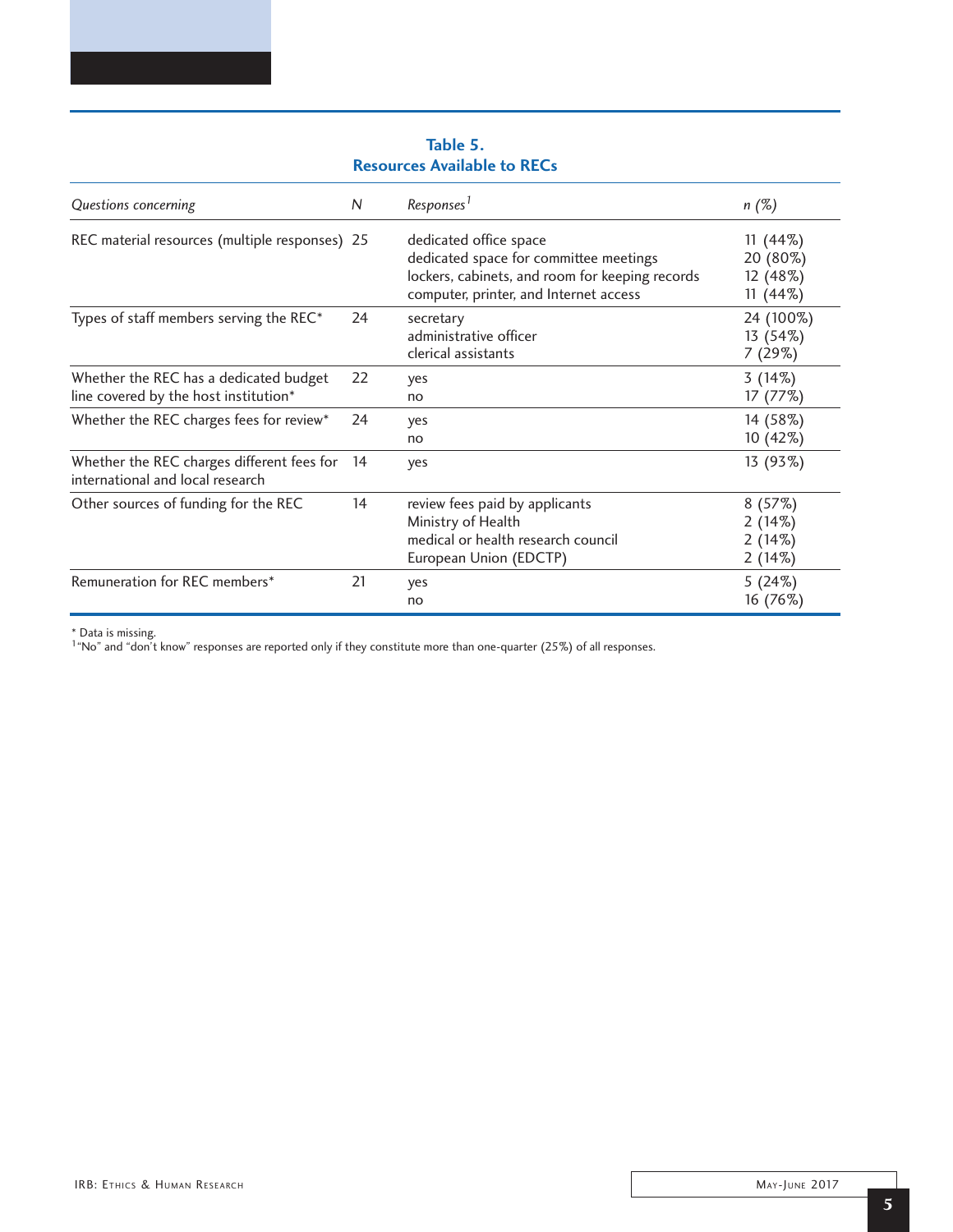**Table 5.**
**Resources Available to RECs**

| *Questions concerning* | *N* | *Responses*[1] | *n (%)* |
|---|---|---|---|
| REC material resources (multiple responses) | 25 | dedicated office space | 11 (44%) |
| | | dedicated space for committee meetings | 20 (80%) |
| | | lockers, cabinets, and room for keeping records | 12 (48%) |
| | | computer, printer, and Internet access | 11 (44%) |
| Types of staff members serving the REC* | 24 | secretary | 24 (100%) |
| | | administrative officer | 13 (54%) |
| | | clerical assistants | 7 (29%) |
| Whether the REC has a dedicated budget line covered by the host institution* | 22 | yes | 3 (14%) |
| | | no | 17 (77%) |
| Whether the REC charges fees for review* | 24 | yes | 14 (58%) |
| | | no | 10 (42%) |
| Whether the REC charges different fees for international and local research | 14 | yes | 13 (93%) |
| Other sources of funding for the REC | 14 | review fees paid by applicants | 8 (57%) |
| | | Ministry of Health | 2 (14%) |
| | | medical or health research council | 2 (14%) |
| | | European Union (EDCTP) | 2 (14%) |
| Remuneration for REC members* | 21 | yes | 5 (24%) |
| | | no | 16 (76%) |

\* Data is missing.
[1] "No" and "don't know" responses are reported only if they constitute more than one-quarter (25%) of all responses.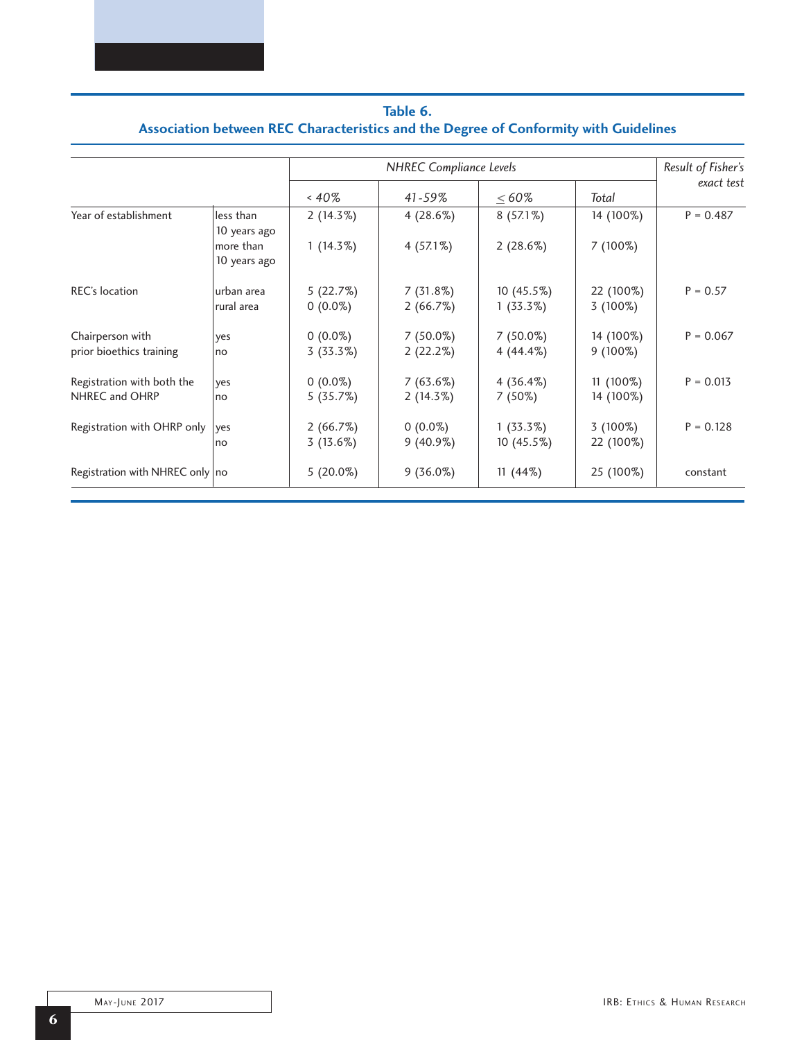**Table 6.**
**Association between REC Characteristics and the Degree of Conformity with Guidelines**

| | | *NHREC Compliance Levels* | | | | *Result of Fisher's exact test* |
|---|---|---|---|---|---|---|
| | | *< 40%* | *41-59%* | *≤ 60%* | *Total* | |
| Year of establishment | less than 10 years ago | 2 (14.3%) | 4 (28.6%) | 8 (57.1%) | 14 (100%) | P = 0.487 |
| | more than 10 years ago | 1 (14.3%) | 4 (57.1%) | 2 (28.6%) | 7 (100%) | |
| REC's location | urban area | 5 (22.7%) | 7 (31.8%) | 10 (45.5%) | 22 (100%) | P = 0.57 |
| | rural area | 0 (0.0%) | 2 (66.7%) | 1 (33.3%) | 3 (100%) | |
| Chairperson with prior bioethics training | yes | 0 (0.0%) | 7 (50.0%) | 7 (50.0%) | 14 (100%) | P = 0.067 |
| | no | 3 (33.3%) | 2 (22.2%) | 4 (44.4%) | 9 (100%) | |
| Registration with both the NHREC and OHRP | yes | 0 (0.0%) | 7 (63.6%) | 4 (36.4%) | 11 (100%) | P = 0.013 |
| | no | 5 (35.7%) | 2 (14.3%) | 7 (50%) | 14 (100%) | |
| Registration with OHRP only | yes | 2 (66.7%) | 0 (0.0%) | 1 (33.3%) | 3 (100%) | P = 0.128 |
| | no | 3 (13.6%) | 9 (40.9%) | 10 (45.5%) | 22 (100%) | |
| Registration with NHREC only | no | 5 (20.0%) | 9 (36.0%) | 11 (44%) | 25 (100%) | constant |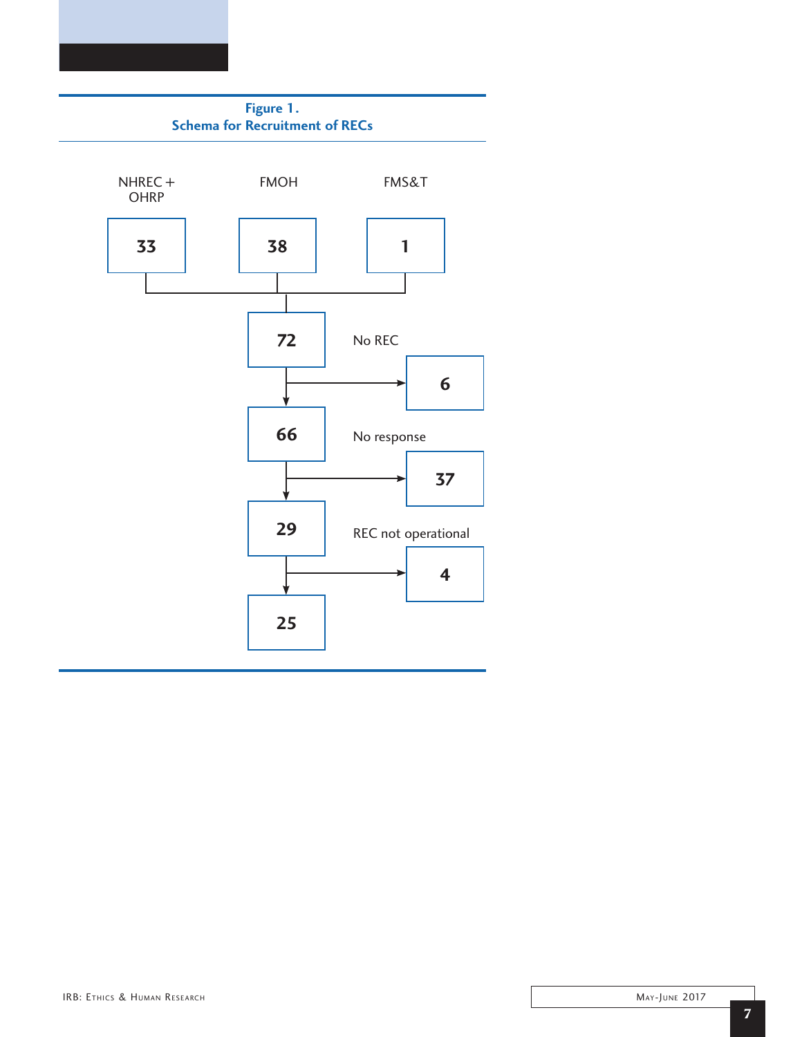**Figure 1.**
**Schema for Recruitment of RECs**

NHREC + OHRP

33

FMOH

38

FMS&T

1

72

No REC

6

66

No response

37

29

REC not operational

4

25